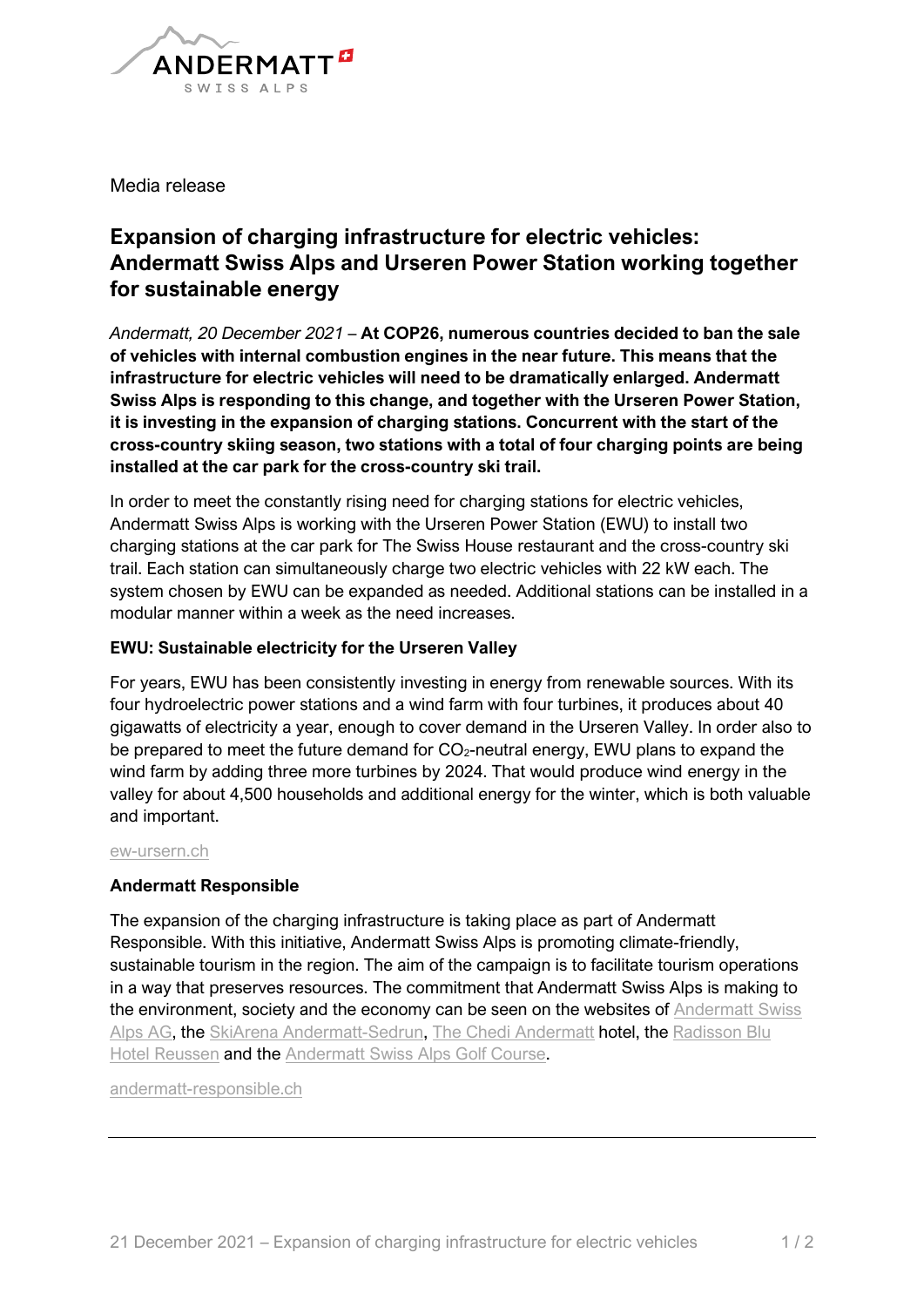Media release

# Expansion of charging infrastructure for electric vehicles: Andermatt Swiss Alps and Urseren Power Station working together for sustainable energy

*Andermatt, 20 December 2021* – **At COP26, numerous countries decided to ban the sale of vehicles with internal combustion engines in the near future. This means that the infrastructure for electric vehicles will need to be dramatically enlarged. Andermatt Swiss Alps is responding to this change, and together with the Urseren Power Station, it is investing in the expansion of charging stations. Concurrent with the start of the cross-country skiing season, two stations with a total of four charging points are being installed at the car park for the cross-country ski trail.**

In order to meet the constantly rising need for charging stations for electric vehicles, Andermatt Swiss Alps is working with the Urseren Power Station (EWU) to install two charging stations at the car park for The Swiss House restaurant and the cross-country ski trail. Each station can simultaneously charge two electric vehicles with 22 kW each. The system chosen by EWU can be expanded as needed. Additional stations can be installed in a modular manner within a week as the need increases.

### EWU: Sustainable electricity for the Urseren Valley

For years, EWU has been consistently investing in energy from renewable sources. With its four hydroelectric power stations and a wind farm with four turbines, it produces about 40 gigawatts of electricity a year, enough to cover demand in the Urseren Valley. In order also to be prepared to meet the future demand for $CO_2$-neutral energy, EWU plans to expand the wind farm by adding three more turbines by 2024. That would produce wind energy in the valley for about 4,500 households and additional energy for the winter, which is both valuable and important.

ew-ursern.ch

### Andermatt Responsible

The expansion of the charging infrastructure is taking place as part of Andermatt Responsible. With this initiative, Andermatt Swiss Alps is promoting climate-friendly, sustainable tourism in the region. The aim of the campaign is to facilitate tourism operations in a way that preserves resources. The commitment that Andermatt Swiss Alps is making to the environment, society and the economy can be seen on the websites of Andermatt Swiss Alps AG, the SkiArena Andermatt-Sedrun, The Chedi Andermatt hotel, the Radisson Blu Hotel Reussen and the Andermatt Swiss Alps Golf Course.

andermatt-responsible.ch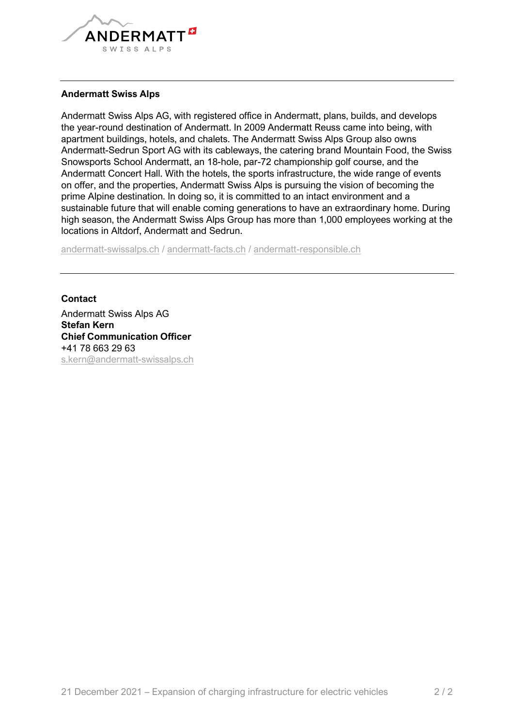## Andermatt Swiss Alps

Andermatt Swiss Alps AG, with registered office in Andermatt, plans, builds, and develops the year-round destination of Andermatt. In 2009 Andermatt Reuss came into being, with apartment buildings, hotels, and chalets. The Andermatt Swiss Alps Group also owns Andermatt-Sedrun Sport AG with its cableways, the catering brand Mountain Food, the Swiss Snowsports School Andermatt, an 18-hole, par-72 championship golf course, and the Andermatt Concert Hall. With the hotels, the sports infrastructure, the wide range of events on offer, and the properties, Andermatt Swiss Alps is pursuing the vision of becoming the prime Alpine destination. In doing so, it is committed to an intact environment and a sustainable future that will enable coming generations to have an extraordinary home. During high season, the Andermatt Swiss Alps Group has more than 1,000 employees working at the locations in Altdorf, Andermatt and Sedrun.

andermatt-swissalps.ch / andermatt-facts.ch / andermatt-responsible.ch

---

## Contact

Andermatt Swiss Alps AG
**Stefan Kern**
**Chief Communication Officer**
+41 78 663 29 63
s.kern@andermatt-swissalps.ch